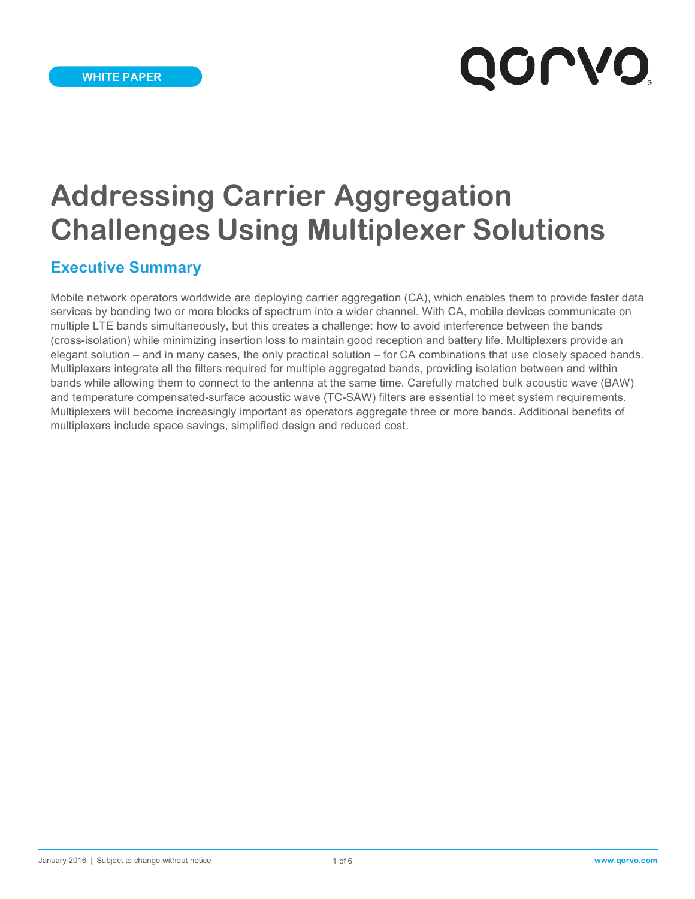WHITE PAPER

# Addressing Carrier Aggregation Challenges Using Multiplexer Solutions

## Executive Summary

Mobile network operators worldwide are deploying carrier aggregation (CA), which enables them to provide faster data services by bonding two or more blocks of spectrum into a wider channel. With CA, mobile devices communicate on multiple LTE bands simultaneously, but this creates a challenge: how to avoid interference between the bands (cross-isolation) while minimizing insertion loss to maintain good reception and battery life. Multiplexers provide an elegant solution – and in many cases, the only practical solution – for CA combinations that use closely spaced bands. Multiplexers integrate all the filters required for multiple aggregated bands, providing isolation between and within bands while allowing them to connect to the antenna at the same time. Carefully matched bulk acoustic wave (BAW) and temperature compensated-surface acoustic wave (TC-SAW) filters are essential to meet system requirements. Multiplexers will become increasingly important as operators aggregate three or more bands. Additional benefits of multiplexers include space savings, simplified design and reduced cost.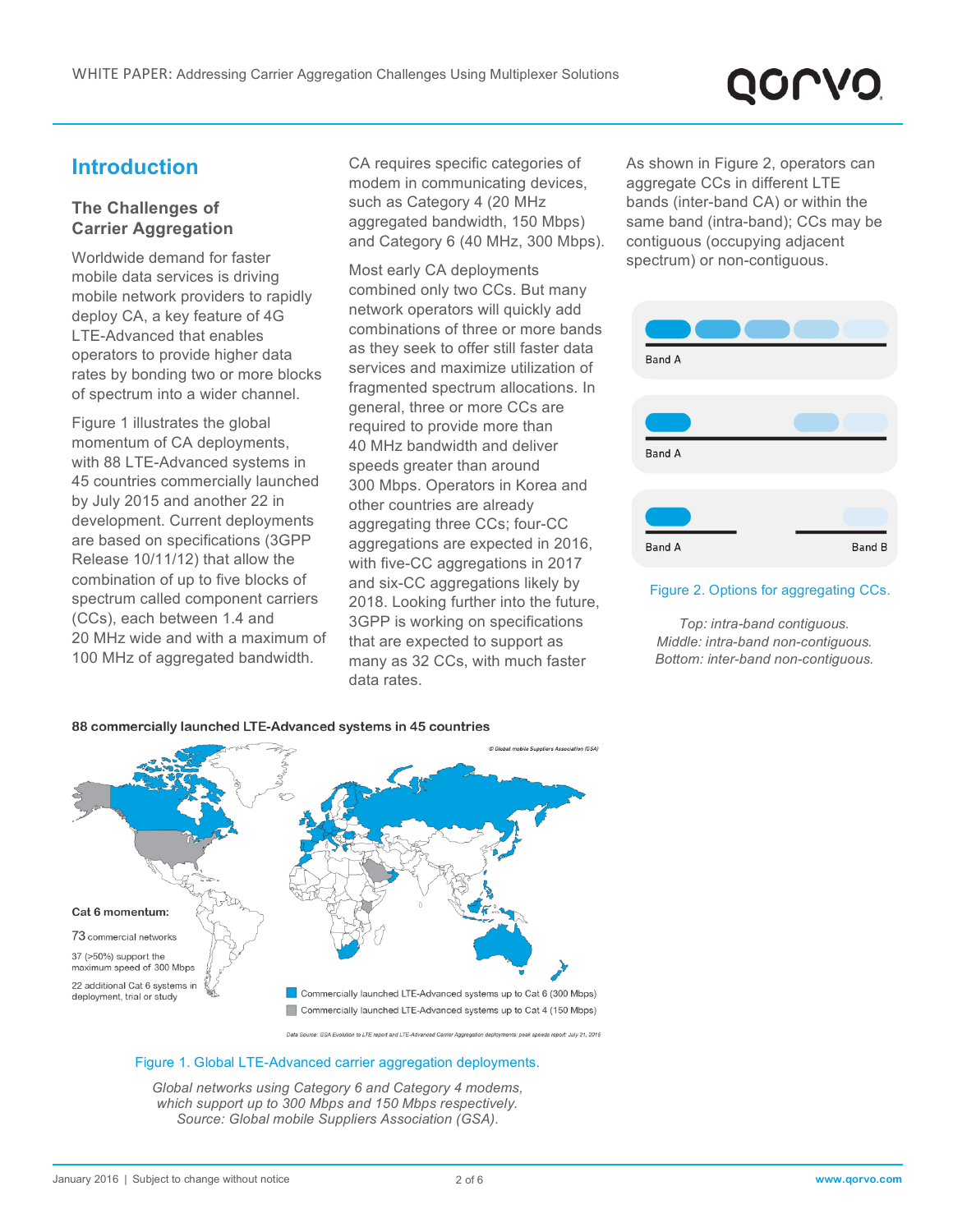## Introduction

### The Challenges of Carrier Aggregation

Worldwide demand for faster mobile data services is driving mobile network providers to rapidly deploy CA, a key feature of 4G LTE-Advanced that enables operators to provide higher data rates by bonding two or more blocks of spectrum into a wider channel.

Figure 1 illustrates the global momentum of CA deployments, with 88 LTE-Advanced systems in 45 countries commercially launched by July 2015 and another 22 in development. Current deployments are based on specifications (3GPP Release 10/11/12) that allow the combination of up to five blocks of spectrum called component carriers (CCs), each between 1.4 and 20 MHz wide and with a maximum of 100 MHz of aggregated bandwidth.

CA requires specific categories of modem in communicating devices, such as Category 4 (20 MHz aggregated bandwidth, 150 Mbps) and Category 6 (40 MHz, 300 Mbps).

Most early CA deployments combined only two CCs. But many network operators will quickly add combinations of three or more bands as they seek to offer still faster data services and maximize utilization of fragmented spectrum allocations. In general, three or more CCs are required to provide more than 40 MHz bandwidth and deliver speeds greater than around 300 Mbps. Operators in Korea and other countries are already aggregating three CCs; four-CC aggregations are expected in 2016, with five-CC aggregations in 2017 and six-CC aggregations likely by 2018. Looking further into the future, 3GPP is working on specifications that are expected to support as many as 32 CCs, with much faster data rates.

As shown in Figure 2, operators can aggregate CCs in different LTE bands (inter-band CA) or within the same band (intra-band); CCs may be contiguous (occupying adjacent spectrum) or non-contiguous.

Figure 2. Options for aggregating CCs.

*Top: intra-band contiguous. Middle: intra-band non-contiguous. Bottom: inter-band non-contiguous.*

**88 commercially launched LTE-Advanced systems in 45 countries**

**Cat 6 momentum:**

73 commercial networks

37 (>50%) support the maximum speed of 300 Mbps

22 additional Cat 6 systems in deployment, trial or study

- Commercially launched LTE-Advanced systems up to Cat 6 (300 Mbps)
- Commercially launched LTE-Advanced systems up to Cat 4 (150 Mbps)

Figure 1. Global LTE-Advanced carrier aggregation deployments.

*Global networks using Category 6 and Category 4 modems, which support up to 300 Mbps and 150 Mbps respectively. Source: Global mobile Suppliers Association (GSA).*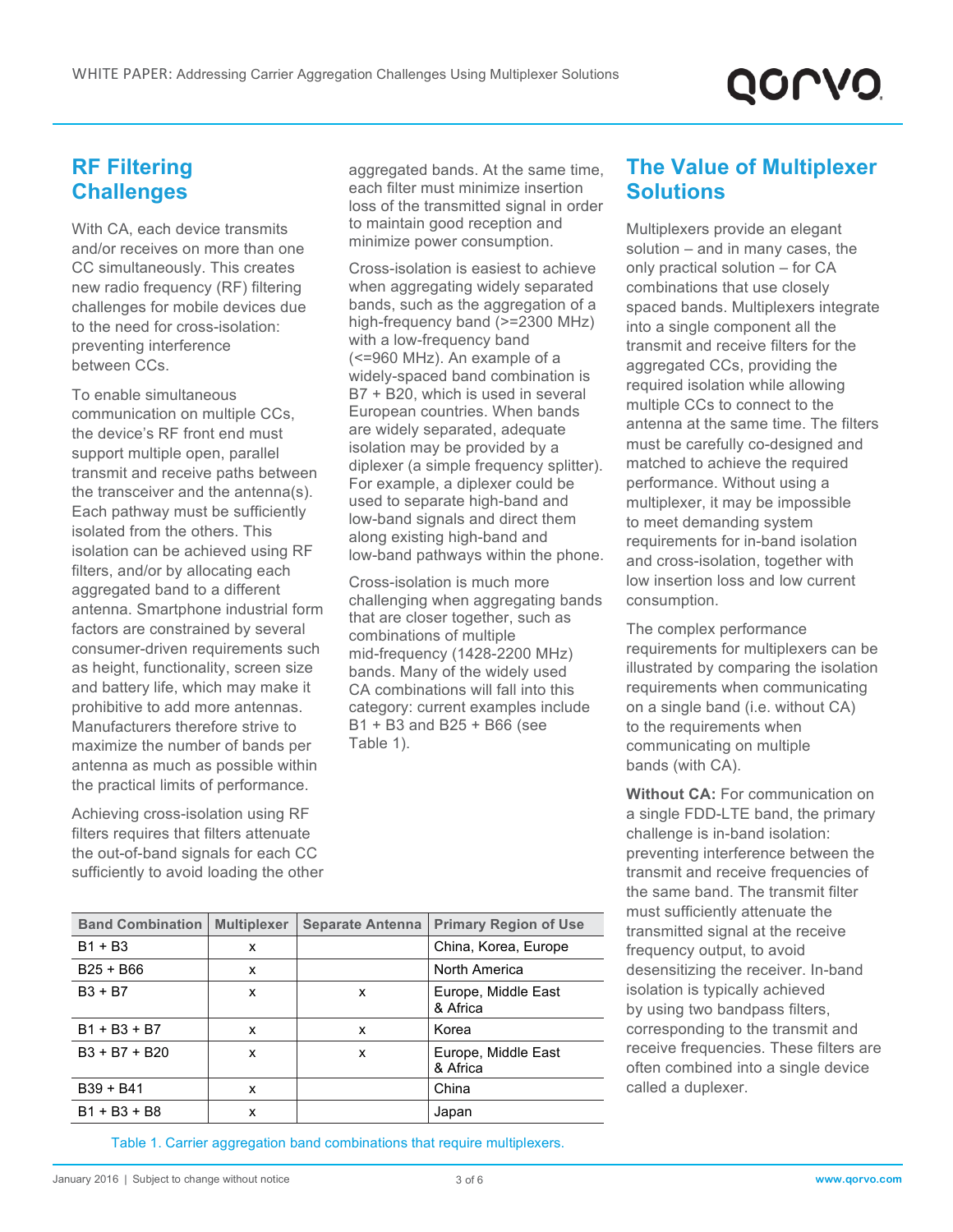## RF Filtering Challenges

With CA, each device transmits and/or receives on more than one CC simultaneously. This creates new radio frequency (RF) filtering challenges for mobile devices due to the need for cross-isolation: preventing interference between CCs.

To enable simultaneous communication on multiple CCs, the device's RF front end must support multiple open, parallel transmit and receive paths between the transceiver and the antenna(s). Each pathway must be sufficiently isolated from the others. This isolation can be achieved using RF filters, and/or by allocating each aggregated band to a different antenna. Smartphone industrial form factors are constrained by several consumer-driven requirements such as height, functionality, screen size and battery life, which may make it prohibitive to add more antennas. Manufacturers therefore strive to maximize the number of bands per antenna as much as possible within the practical limits of performance.

Achieving cross-isolation using RF filters requires that filters attenuate the out-of-band signals for each CC sufficiently to avoid loading the other aggregated bands. At the same time, each filter must minimize insertion loss of the transmitted signal in order to maintain good reception and minimize power consumption.

Cross-isolation is easiest to achieve when aggregating widely separated bands, such as the aggregation of a high-frequency band (>=2300 MHz) with a low-frequency band (<=960 MHz). An example of a widely-spaced band combination is B7 + B20, which is used in several European countries. When bands are widely separated, adequate isolation may be provided by a diplexer (a simple frequency splitter). For example, a diplexer could be used to separate high-band and low-band signals and direct them along existing high-band and low-band pathways within the phone.

Cross-isolation is much more challenging when aggregating bands that are closer together, such as combinations of multiple mid-frequency (1428-2200 MHz) bands. Many of the widely used CA combinations will fall into this category: current examples include B1 + B3 and B25 + B66 (see Table 1).

| Band Combination | Multiplexer | Separate Antenna | Primary Region of Use |
|---|---|---|---|
| B1 + B3 | x | | China, Korea, Europe |
| B25 + B66 | x | | North America |
| B3 + B7 | x | x | Europe, Middle East & Africa |
| B1 + B3 + B7 | x | x | Korea |
| B3 + B7 + B20 | x | x | Europe, Middle East & Africa |
| B39 + B41 | x | | China |
| B1 + B3 + B8 | x | | Japan |

Table 1. Carrier aggregation band combinations that require multiplexers.

## The Value of Multiplexer Solutions

Multiplexers provide an elegant solution – and in many cases, the only practical solution – for CA combinations that use closely spaced bands. Multiplexers integrate into a single component all the transmit and receive filters for the aggregated CCs, providing the required isolation while allowing multiple CCs to connect to the antenna at the same time. The filters must be carefully co-designed and matched to achieve the required performance. Without using a multiplexer, it may be impossible to meet demanding system requirements for in-band isolation and cross-isolation, together with low insertion loss and low current consumption.

The complex performance requirements for multiplexers can be illustrated by comparing the isolation requirements when communicating on a single band (i.e. without CA) to the requirements when communicating on multiple bands (with CA).

**Without CA:** For communication on a single FDD-LTE band, the primary challenge is in-band isolation: preventing interference between the transmit and receive frequencies of the same band. The transmit filter must sufficiently attenuate the transmitted signal at the receive frequency output, to avoid desensitizing the receiver. In-band isolation is typically achieved by using two bandpass filters, corresponding to the transmit and receive frequencies. These filters are often combined into a single device called a duplexer.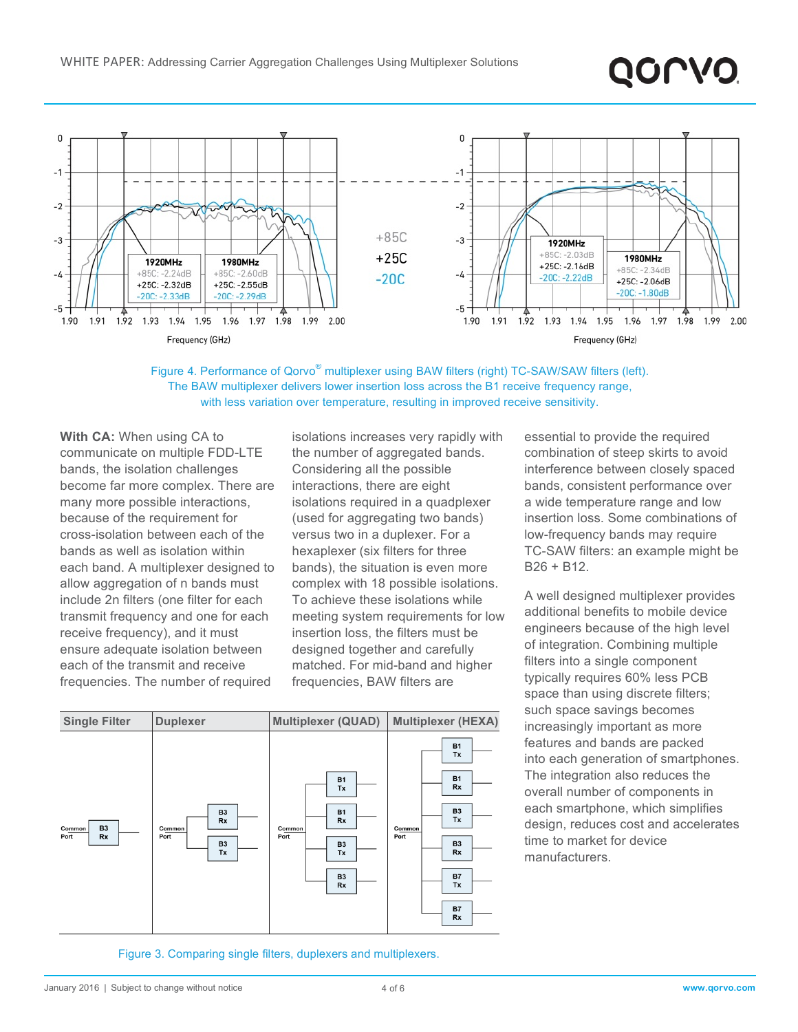Figure 4. Performance of Qorvo® multiplexer using BAW filters (right) TC-SAW/SAW filters (left). The BAW multiplexer delivers lower insertion loss across the B1 receive frequency range, with less variation over temperature, resulting in improved receive sensitivity.

**With CA:** When using CA to communicate on multiple FDD-LTE bands, the isolation challenges become far more complex. There are many more possible interactions, because of the requirement for cross-isolation between each of the bands as well as isolation within each band. A multiplexer designed to allow aggregation of n bands must include 2n filters (one filter for each transmit frequency and one for each receive frequency), and it must ensure adequate isolation between each of the transmit and receive frequencies. The number of required isolations increases very rapidly with the number of aggregated bands. Considering all the possible interactions, there are eight isolations required in a quadplexer (used for aggregating two bands) versus two in a duplexer. For a hexaplexer (six filters for three bands), the situation is even more complex with 18 possible isolations. To achieve these isolations while meeting system requirements for low insertion loss, the filters must be designed together and carefully matched. For mid-band and higher frequencies, BAW filters are essential to provide the required combination of steep skirts to avoid interference between closely spaced bands, consistent performance over a wide temperature range and low insertion loss. Some combinations of low-frequency bands may require TC-SAW filters: an example might be B26 + B12.

A well designed multiplexer provides additional benefits to mobile device engineers because of the high level of integration. Combining multiple filters into a single component typically requires 60% less PCB space than using discrete filters; such space savings becomes increasingly important as more features and bands are packed into each generation of smartphones. The integration also reduces the overall number of components in each smartphone, which simplifies design, reduces cost and accelerates time to market for device manufacturers.

| Single Filter | Duplexer | Multiplexer (QUAD) | Multiplexer (HEXA) |
|---|---|---|---|
| Common Port – B3 Rx | Common Port – B3 Rx, B3 Tx | Common Port – B1 Tx, B1 Rx, B3 Tx, B3 Rx | Common Port – B1 Tx, B1 Rx, B3 Tx, B3 Rx, B7 Tx, B7 Rx |

Figure 3. Comparing single filters, duplexers and multiplexers.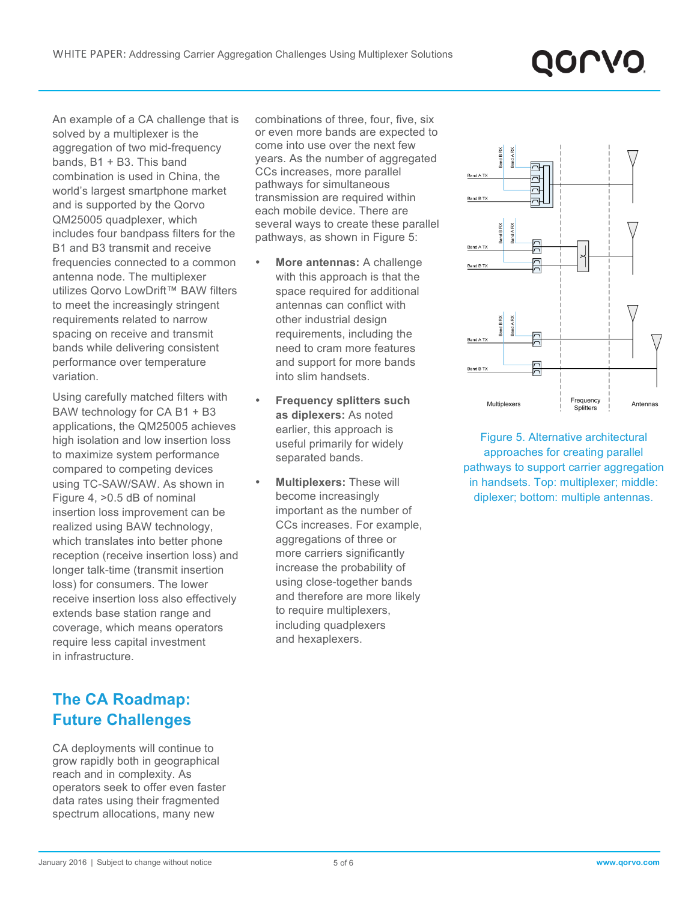An example of a CA challenge that is solved by a multiplexer is the aggregation of two mid-frequency bands, B1 + B3. This band combination is used in China, the world's largest smartphone market and is supported by the Qorvo QM25005 quadplexer, which includes four bandpass filters for the B1 and B3 transmit and receive frequencies connected to a common antenna node. The multiplexer utilizes Qorvo LowDrift™ BAW filters to meet the increasingly stringent requirements related to narrow spacing on receive and transmit bands while delivering consistent performance over temperature variation.

Using carefully matched filters with BAW technology for CA B1 + B3 applications, the QM25005 achieves high isolation and low insertion loss to maximize system performance compared to competing devices using TC-SAW/SAW. As shown in Figure 4, >0.5 dB of nominal insertion loss improvement can be realized using BAW technology, which translates into better phone reception (receive insertion loss) and longer talk-time (transmit insertion loss) for consumers. The lower receive insertion loss also effectively extends base station range and coverage, which means operators require less capital investment in infrastructure.

## The CA Roadmap: Future Challenges

CA deployments will continue to grow rapidly both in geographical reach and in complexity. As operators seek to offer even faster data rates using their fragmented spectrum allocations, many new combinations of three, four, five, six or even more bands are expected to come into use over the next few years. As the number of aggregated CCs increases, more parallel pathways for simultaneous transmission are required within each mobile device. There are several ways to create these parallel pathways, as shown in Figure 5:

- **More antennas:** A challenge with this approach is that the space required for additional antennas can conflict with other industrial design requirements, including the need to cram more features and support for more bands into slim handsets.
- **Frequency splitters such as diplexers:** As noted earlier, this approach is useful primarily for widely separated bands.
- **Multiplexers:** These will become increasingly important as the number of CCs increases. For example, aggregations of three or more carriers significantly increase the probability of using close-together bands and therefore are more likely to require multiplexers, including quadplexers and hexaplexers.

Figure 5. Alternative architectural approaches for creating parallel pathways to support carrier aggregation in handsets. Top: multiplexer; middle: diplexer; bottom: multiple antennas.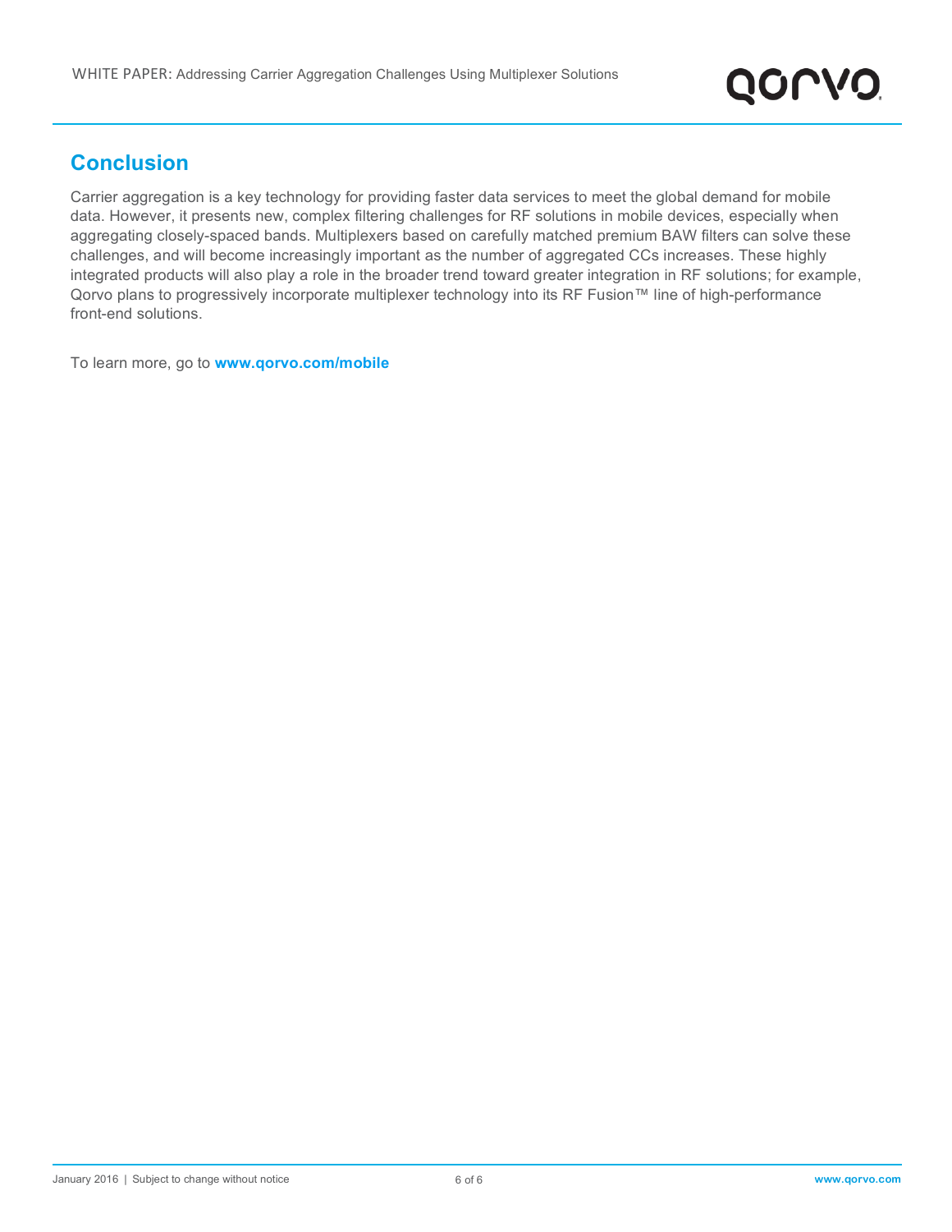## Conclusion

Carrier aggregation is a key technology for providing faster data services to meet the global demand for mobile data. However, it presents new, complex filtering challenges for RF solutions in mobile devices, especially when aggregating closely-spaced bands. Multiplexers based on carefully matched premium BAW filters can solve these challenges, and will become increasingly important as the number of aggregated CCs increases. These highly integrated products will also play a role in the broader trend toward greater integration in RF solutions; for example, Qorvo plans to progressively incorporate multiplexer technology into its RF Fusion™ line of high-performance front-end solutions.

To learn more, go to **www.qorvo.com/mobile**